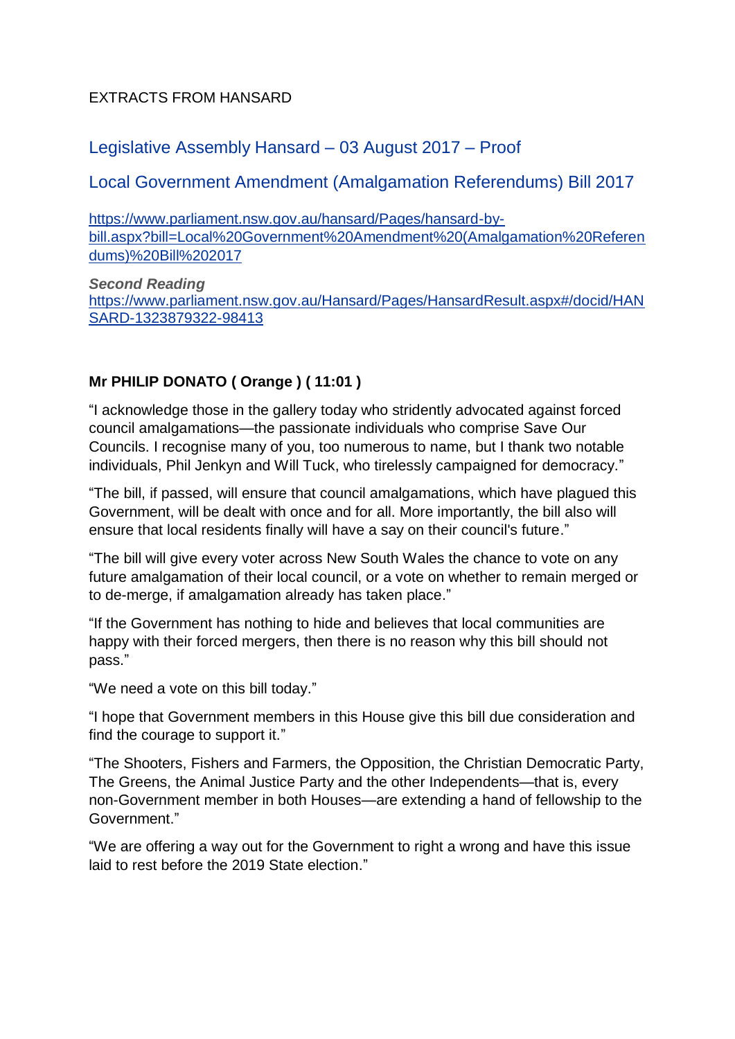EXTRACTS FROM HANSARD

## Legislative Assembly Hansard – 03 August 2017 – Proof

## Local Government Amendment (Amalgamation Referendums) Bill 2017

https://www.parliament.nsw.gov.au/hansard/Pages/hansard-by-bill.aspx?bill=Local%20Government%20Amendment%20(Amalgamation%20Referendums)%20Bill%202017

***Second Reading***
https://www.parliament.nsw.gov.au/Hansard/Pages/HansardResult.aspx#/docid/HANSARD-1323879322-98413

**Mr PHILIP DONATO ( Orange ) ( 11:01 )**

"I acknowledge those in the gallery today who stridently advocated against forced council amalgamations—the passionate individuals who comprise Save Our Councils. I recognise many of you, too numerous to name, but I thank two notable individuals, Phil Jenkyn and Will Tuck, who tirelessly campaigned for democracy."

"The bill, if passed, will ensure that council amalgamations, which have plagued this Government, will be dealt with once and for all. More importantly, the bill also will ensure that local residents finally will have a say on their council's future."

"The bill will give every voter across New South Wales the chance to vote on any future amalgamation of their local council, or a vote on whether to remain merged or to de-merge, if amalgamation already has taken place."

"If the Government has nothing to hide and believes that local communities are happy with their forced mergers, then there is no reason why this bill should not pass."

"We need a vote on this bill today."

"I hope that Government members in this House give this bill due consideration and find the courage to support it."

"The Shooters, Fishers and Farmers, the Opposition, the Christian Democratic Party, The Greens, the Animal Justice Party and the other Independents—that is, every non-Government member in both Houses—are extending a hand of fellowship to the Government."

"We are offering a way out for the Government to right a wrong and have this issue laid to rest before the 2019 State election."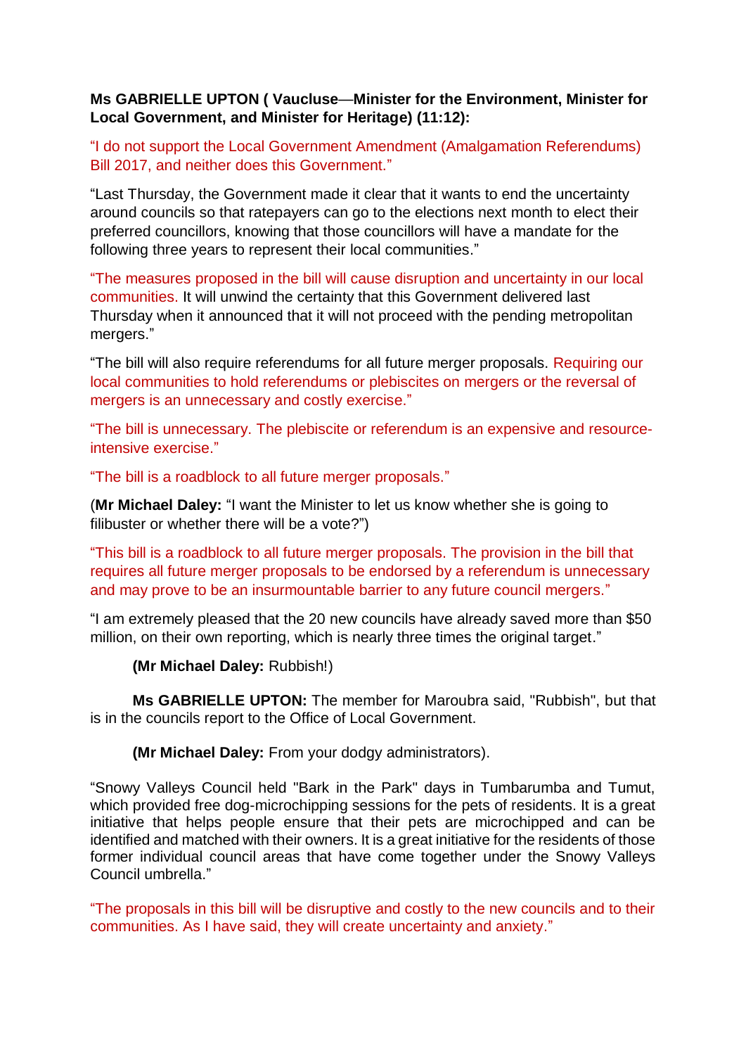**Ms GABRIELLE UPTON ( Vaucluse—Minister for the Environment, Minister for Local Government, and Minister for Heritage) (11:12):**

"I do not support the Local Government Amendment (Amalgamation Referendums) Bill 2017, and neither does this Government."

"Last Thursday, the Government made it clear that it wants to end the uncertainty around councils so that ratepayers can go to the elections next month to elect their preferred councillors, knowing that those councillors will have a mandate for the following three years to represent their local communities."

"The measures proposed in the bill will cause disruption and uncertainty in our local communities. It will unwind the certainty that this Government delivered last Thursday when it announced that it will not proceed with the pending metropolitan mergers."

"The bill will also require referendums for all future merger proposals. Requiring our local communities to hold referendums or plebiscites on mergers or the reversal of mergers is an unnecessary and costly exercise."

"The bill is unnecessary. The plebiscite or referendum is an expensive and resource-intensive exercise."

"The bill is a roadblock to all future merger proposals."

(**Mr Michael Daley:** "I want the Minister to let us know whether she is going to filibuster or whether there will be a vote?")

"This bill is a roadblock to all future merger proposals. The provision in the bill that requires all future merger proposals to be endorsed by a referendum is unnecessary and may prove to be an insurmountable barrier to any future council mergers."

"I am extremely pleased that the 20 new councils have already saved more than $50 million, on their own reporting, which is nearly three times the original target."

**(Mr Michael Daley:** Rubbish!)

**Ms GABRIELLE UPTON:** The member for Maroubra said, "Rubbish", but that is in the councils report to the Office of Local Government.

**(Mr Michael Daley:** From your dodgy administrators).

"Snowy Valleys Council held "Bark in the Park" days in Tumbarumba and Tumut, which provided free dog-microchipping sessions for the pets of residents. It is a great initiative that helps people ensure that their pets are microchipped and can be identified and matched with their owners. It is a great initiative for the residents of those former individual council areas that have come together under the Snowy Valleys Council umbrella."

"The proposals in this bill will be disruptive and costly to the new councils and to their communities. As I have said, they will create uncertainty and anxiety."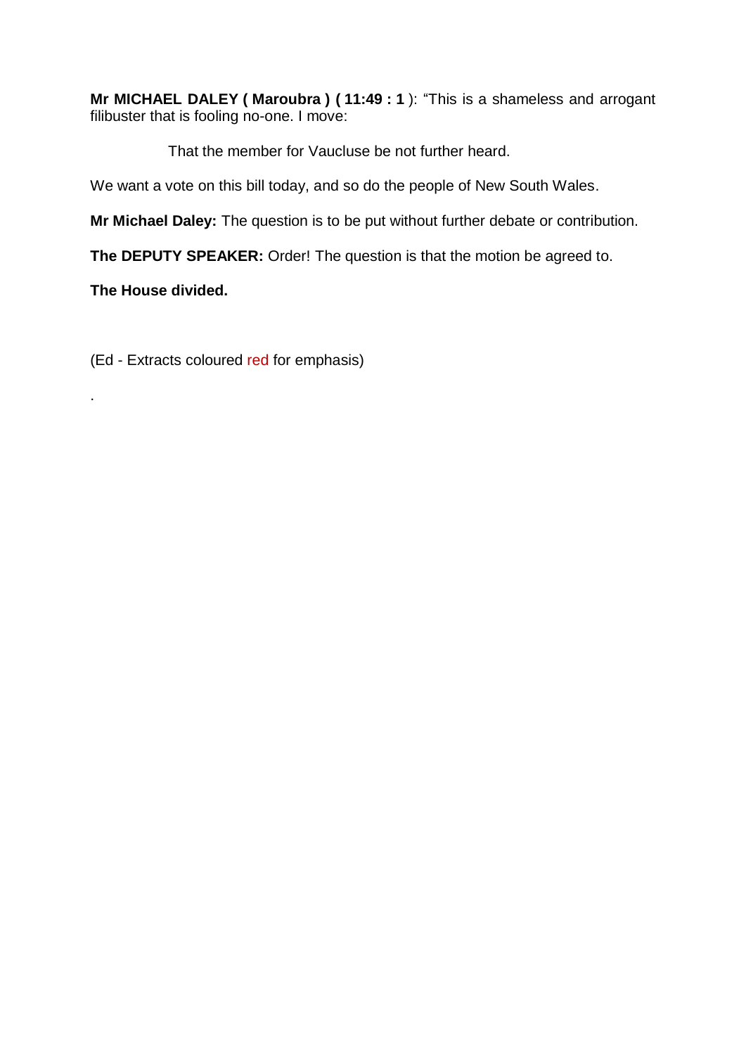**Mr MICHAEL DALEY ( Maroubra ) ( 11:49 : 1** ): “This is a shameless and arrogant filibuster that is fooling no-one. I move:

That the member for Vaucluse be not further heard.

We want a vote on this bill today, and so do the people of New South Wales.

**Mr Michael Daley:** The question is to be put without further debate or contribution.

**The DEPUTY SPEAKER:** Order! The question is that the motion be agreed to.

**The House divided.**

(Ed - Extracts coloured red for emphasis)

.